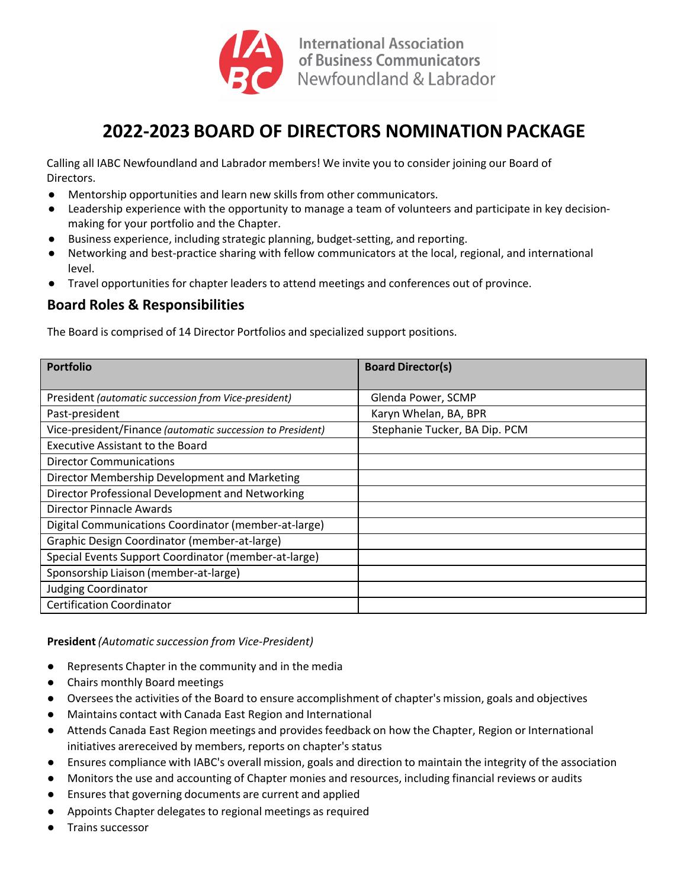International Association of Business Communicators Newfoundland & Labrador

# 2022-2023 BOARD OF DIRECTORS NOMINATION PACKAGE

Calling all IABC Newfoundland and Labrador members! We invite you to consider joining our Board of Directors.

- Mentorship opportunities and learn new skills from other communicators.
- Leadership experience with the opportunity to manage a team of volunteers and participate in key decision-making for your portfolio and the Chapter.
- Business experience, including strategic planning, budget-setting, and reporting.
- Networking and best-practice sharing with fellow communicators at the local, regional, and international level.
- Travel opportunities for chapter leaders to attend meetings and conferences out of province.

## Board Roles & Responsibilities

The Board is comprised of 14 Director Portfolios and specialized support positions.

| Portfolio | Board Director(s) |
|---|---|
| President *(automatic succession from Vice-president)* | Glenda Power, SCMP |
| Past-president | Karyn Whelan, BA, BPR |
| Vice-president/Finance *(automatic succession to President)* | Stephanie Tucker, BA Dip. PCM |
| Executive Assistant to the Board | |
| Director Communications | |
| Director Membership Development and Marketing | |
| Director Professional Development and Networking | |
| Director Pinnacle Awards | |
| Digital Communications Coordinator (member-at-large) | |
| Graphic Design Coordinator (member-at-large) | |
| Special Events Support Coordinator (member-at-large) | |
| Sponsorship Liaison (member-at-large) | |
| Judging Coordinator | |
| Certification Coordinator | |

**President** *(Automatic succession from Vice-President)*

- Represents Chapter in the community and in the media
- Chairs monthly Board meetings
- Oversees the activities of the Board to ensure accomplishment of chapter's mission, goals and objectives
- Maintains contact with Canada East Region and International
- Attends Canada East Region meetings and provides feedback on how the Chapter, Region or International initiatives arereceived by members, reports on chapter's status
- Ensures compliance with IABC's overall mission, goals and direction to maintain the integrity of the association
- Monitors the use and accounting of Chapter monies and resources, including financial reviews or audits
- Ensures that governing documents are current and applied
- Appoints Chapter delegates to regional meetings as required
- Trains successor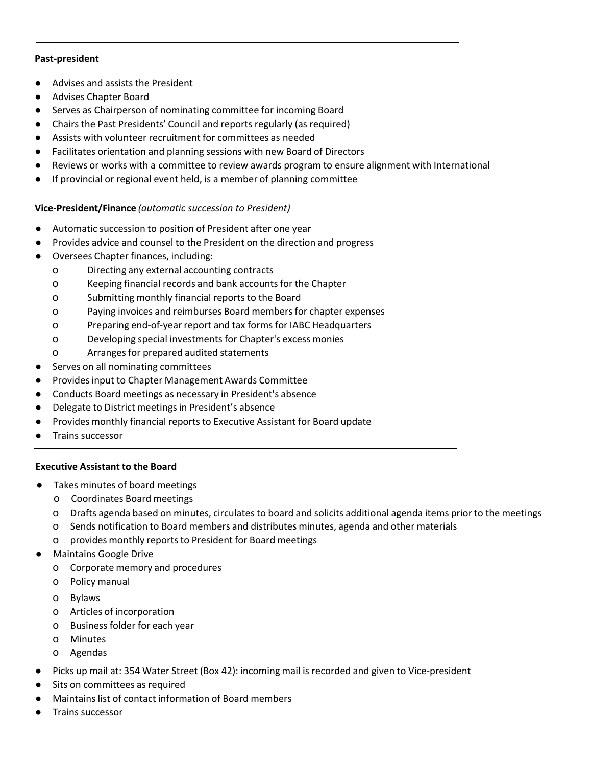---

**Past-president**

- Advises and assists the President
- Advises Chapter Board
- Serves as Chairperson of nominating committee for incoming Board
- Chairs the Past Presidents' Council and reports regularly (as required)
- Assists with volunteer recruitment for committees as needed
- Facilitates orientation and planning sessions with new Board of Directors
- Reviews or works with a committee to review awards program to ensure alignment with International
- If provincial or regional event held, is a member of planning committee

---

**Vice-President/Finance** *(automatic succession to President)*

- Automatic succession to position of President after one year
- Provides advice and counsel to the President on the direction and progress
- Oversees Chapter finances, including:
    - Directing any external accounting contracts
    - Keeping financial records and bank accounts for the Chapter
    - Submitting monthly financial reports to the Board
    - Paying invoices and reimburses Board members for chapter expenses
    - Preparing end-of-year report and tax forms for IABC Headquarters
    - Developing special investments for Chapter's excess monies
    - Arranges for prepared audited statements
- Serves on all nominating committees
- Provides input to Chapter Management Awards Committee
- Conducts Board meetings as necessary in President's absence
- Delegate to District meetings in President's absence
- Provides monthly financial reports to Executive Assistant for Board update
- Trains successor

---

**Executive Assistant to the Board**

- Takes minutes of board meetings
    - Coordinates Board meetings
    - Drafts agenda based on minutes, circulates to board and solicits additional agenda items prior to the meetings
    - Sends notification to Board members and distributes minutes, agenda and other materials
    - provides monthly reports to President for Board meetings
- Maintains Google Drive
    - Corporate memory and procedures
    - Policy manual
    - Bylaws
    - Articles of incorporation
    - Business folder for each year
    - Minutes
    - Agendas
- Picks up mail at: 354 Water Street (Box 42): incoming mail is recorded and given to Vice-president
- Sits on committees as required
- Maintains list of contact information of Board members
- Trains successor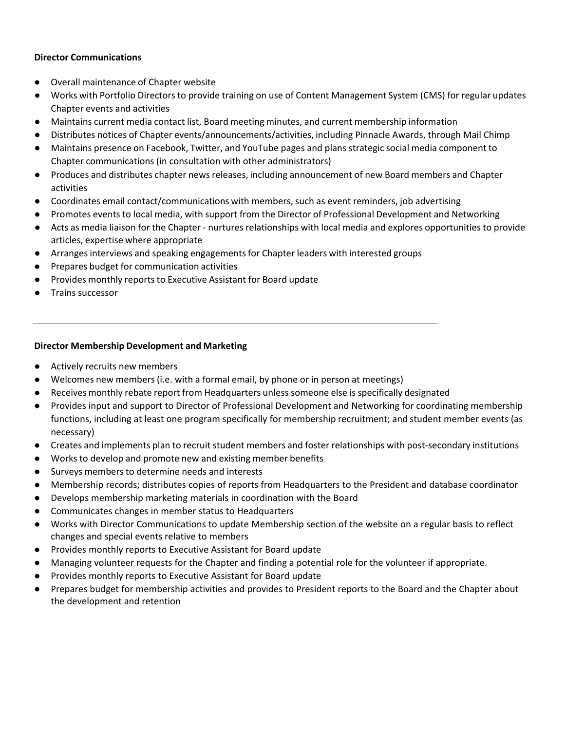**Director Communications**

- Overall maintenance of Chapter website
- Works with Portfolio Directors to provide training on use of Content Management System (CMS) for regular updates Chapter events and activities
- Maintains current media contact list, Board meeting minutes, and current membership information
- Distributes notices of Chapter events/announcements/activities, including Pinnacle Awards, through Mail Chimp
- Maintains presence on Facebook, Twitter, and YouTube pages and plans strategic social media component to Chapter communications (in consultation with other administrators)
- Produces and distributes chapter news releases, including announcement of new Board members and Chapter activities
- Coordinates email contact/communications with members, such as event reminders, job advertising
- Promotes events to local media, with support from the Director of Professional Development and Networking
- Acts as media liaison for the Chapter - nurtures relationships with local media and explores opportunities to provide articles, expertise where appropriate
- Arranges interviews and speaking engagements for Chapter leaders with interested groups
- Prepares budget for communication activities
- Provides monthly reports to Executive Assistant for Board update
- Trains successor

---

**Director Membership Development and Marketing**

- Actively recruits new members
- Welcomes new members (i.e. with a formal email, by phone or in person at meetings)
- Receives monthly rebate report from Headquarters unless someone else is specifically designated
- Provides input and support to Director of Professional Development and Networking for coordinating membership functions, including at least one program specifically for membership recruitment; and student member events (as necessary)
- Creates and implements plan to recruit student members and foster relationships with post-secondary institutions
- Works to develop and promote new and existing member benefits
- Surveys members to determine needs and interests
- Membership records; distributes copies of reports from Headquarters to the President and database coordinator
- Develops membership marketing materials in coordination with the Board
- Communicates changes in member status to Headquarters
- Works with Director Communications to update Membership section of the website on a regular basis to reflect changes and special events relative to members
- Provides monthly reports to Executive Assistant for Board update
- Managing volunteer requests for the Chapter and finding a potential role for the volunteer if appropriate.
- Provides monthly reports to Executive Assistant for Board update
- Prepares budget for membership activities and provides to President reports to the Board and the Chapter about the development and retention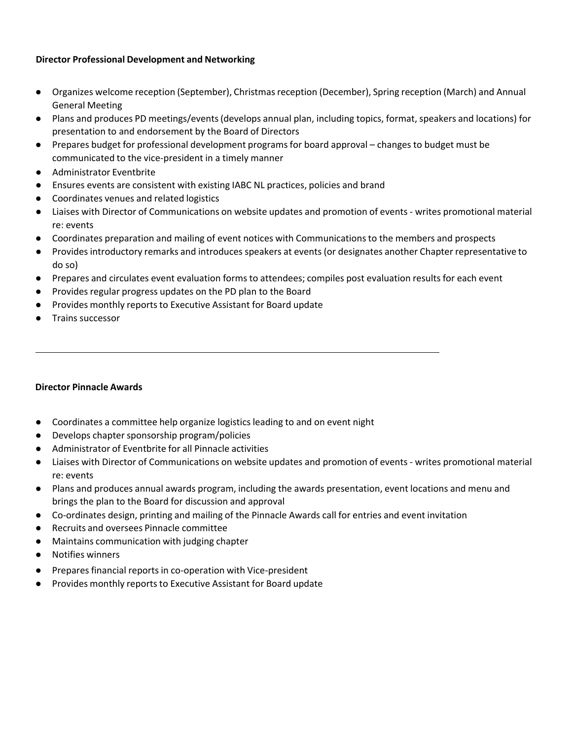**Director Professional Development and Networking**

- Organizes welcome reception (September), Christmas reception (December), Spring reception (March) and Annual General Meeting
- Plans and produces PD meetings/events (develops annual plan, including topics, format, speakers and locations) for presentation to and endorsement by the Board of Directors
- Prepares budget for professional development programs for board approval – changes to budget must be communicated to the vice-president in a timely manner
- Administrator Eventbrite
- Ensures events are consistent with existing IABC NL practices, policies and brand
- Coordinates venues and related logistics
- Liaises with Director of Communications on website updates and promotion of events - writes promotional material re: events
- Coordinates preparation and mailing of event notices with Communications to the members and prospects
- Provides introductory remarks and introduces speakers at events (or designates another Chapter representative to do so)
- Prepares and circulates event evaluation forms to attendees; compiles post evaluation results for each event
- Provides regular progress updates on the PD plan to the Board
- Provides monthly reports to Executive Assistant for Board update
- Trains successor

---

**Director Pinnacle Awards**

- Coordinates a committee help organize logistics leading to and on event night
- Develops chapter sponsorship program/policies
- Administrator of Eventbrite for all Pinnacle activities
- Liaises with Director of Communications on website updates and promotion of events - writes promotional material re: events
- Plans and produces annual awards program, including the awards presentation, event locations and menu and brings the plan to the Board for discussion and approval
- Co-ordinates design, printing and mailing of the Pinnacle Awards call for entries and event invitation
- Recruits and oversees Pinnacle committee
- Maintains communication with judging chapter
- Notifies winners
- Prepares financial reports in co-operation with Vice-president
- Provides monthly reports to Executive Assistant for Board update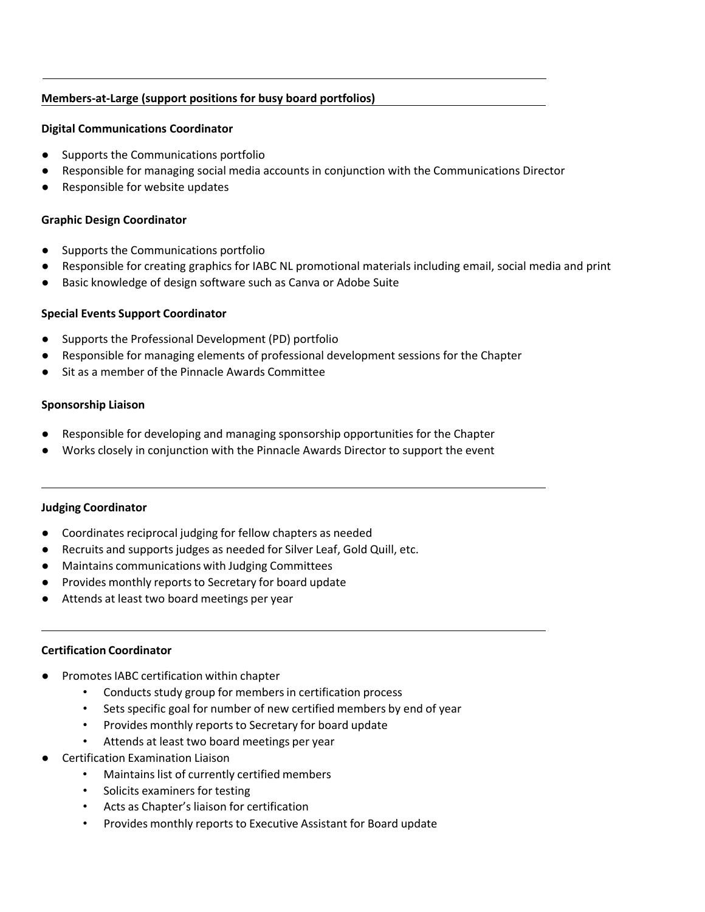**Members-at-Large (support positions for busy board portfolios)**

**Digital Communications Coordinator**

- Supports the Communications portfolio
- Responsible for managing social media accounts in conjunction with the Communications Director
- Responsible for website updates

**Graphic Design Coordinator**

- Supports the Communications portfolio
- Responsible for creating graphics for IABC NL promotional materials including email, social media and print
- Basic knowledge of design software such as Canva or Adobe Suite

**Special Events Support Coordinator**

- Supports the Professional Development (PD) portfolio
- Responsible for managing elements of professional development sessions for the Chapter
- Sit as a member of the Pinnacle Awards Committee

**Sponsorship Liaison**

- Responsible for developing and managing sponsorship opportunities for the Chapter
- Works closely in conjunction with the Pinnacle Awards Director to support the event

---

**Judging Coordinator**

- Coordinates reciprocal judging for fellow chapters as needed
- Recruits and supports judges as needed for Silver Leaf, Gold Quill, etc.
- Maintains communications with Judging Committees
- Provides monthly reports to Secretary for board update
- Attends at least two board meetings per year

---

**Certification Coordinator**

- Promotes IABC certification within chapter
  - Conducts study group for members in certification process
  - Sets specific goal for number of new certified members by end of year
  - Provides monthly reports to Secretary for board update
  - Attends at least two board meetings per year
- Certification Examination Liaison
  - Maintains list of currently certified members
  - Solicits examiners for testing
  - Acts as Chapter's liaison for certification
  - Provides monthly reports to Executive Assistant for Board update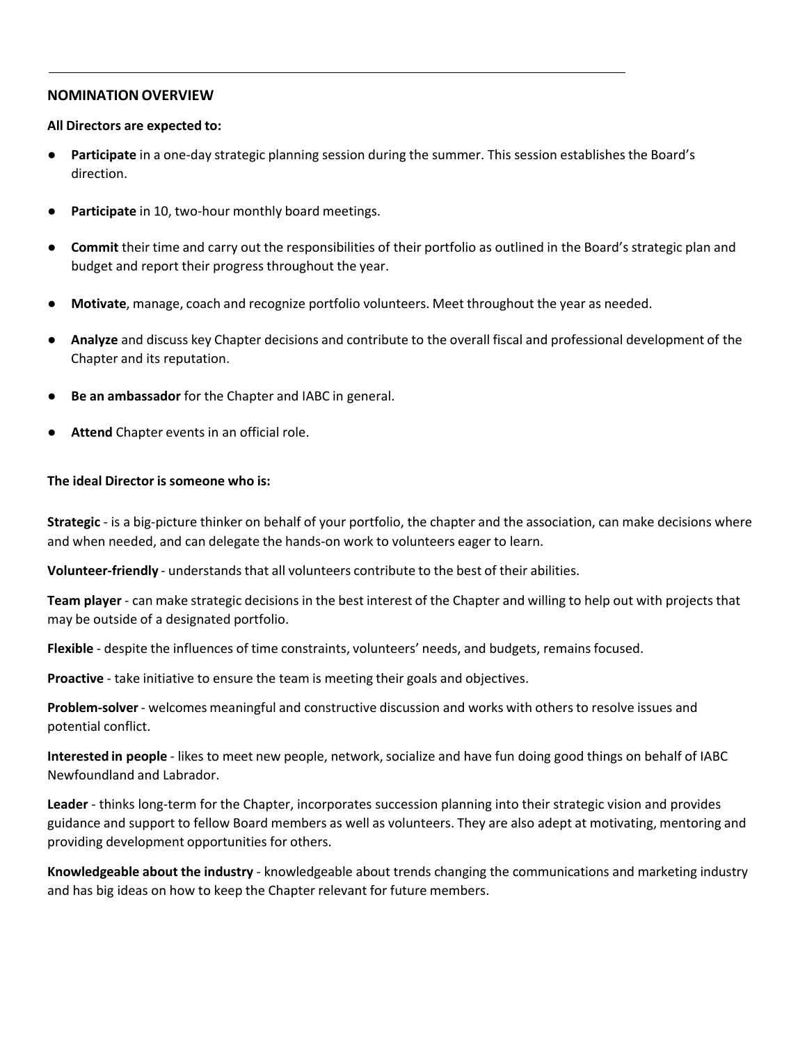## NOMINATION OVERVIEW

**All Directors are expected to:**

- **Participate** in a one-day strategic planning session during the summer. This session establishes the Board's direction.
- **Participate** in 10, two-hour monthly board meetings.
- **Commit** their time and carry out the responsibilities of their portfolio as outlined in the Board's strategic plan and budget and report their progress throughout the year.
- **Motivate**, manage, coach and recognize portfolio volunteers. Meet throughout the year as needed.
- **Analyze** and discuss key Chapter decisions and contribute to the overall fiscal and professional development of the Chapter and its reputation.
- **Be an ambassador** for the Chapter and IABC in general.
- **Attend** Chapter events in an official role.

**The ideal Director is someone who is:**

**Strategic** - is a big-picture thinker on behalf of your portfolio, the chapter and the association, can make decisions where and when needed, and can delegate the hands-on work to volunteers eager to learn.

**Volunteer-friendly** - understands that all volunteers contribute to the best of their abilities.

**Team player** - can make strategic decisions in the best interest of the Chapter and willing to help out with projects that may be outside of a designated portfolio.

**Flexible** - despite the influences of time constraints, volunteers' needs, and budgets, remains focused.

**Proactive** - take initiative to ensure the team is meeting their goals and objectives.

**Problem-solver** - welcomes meaningful and constructive discussion and works with others to resolve issues and potential conflict.

**Interested in people** - likes to meet new people, network, socialize and have fun doing good things on behalf of IABC Newfoundland and Labrador.

**Leader** - thinks long-term for the Chapter, incorporates succession planning into their strategic vision and provides guidance and support to fellow Board members as well as volunteers. They are also adept at motivating, mentoring and providing development opportunities for others.

**Knowledgeable about the industry** - knowledgeable about trends changing the communications and marketing industry and has big ideas on how to keep the Chapter relevant for future members.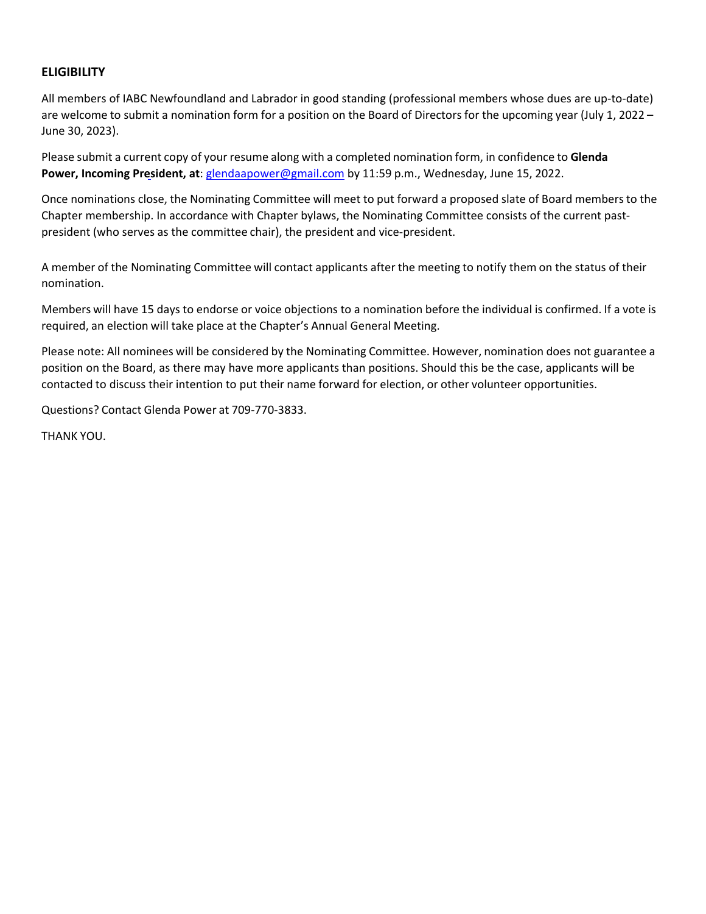**ELIGIBILITY**

All members of IABC Newfoundland and Labrador in good standing (professional members whose dues are up-to-date) are welcome to submit a nomination form for a position on the Board of Directors for the upcoming year (July 1, 2022 – June 30, 2023).

Please submit a current copy of your resume along with a completed nomination form, in confidence to **Glenda Power, Incoming President, at**: glendaapower@gmail.com by 11:59 p.m., Wednesday, June 15, 2022.

Once nominations close, the Nominating Committee will meet to put forward a proposed slate of Board members to the Chapter membership. In accordance with Chapter bylaws, the Nominating Committee consists of the current past-president (who serves as the committee chair), the president and vice-president.

A member of the Nominating Committee will contact applicants after the meeting to notify them on the status of their nomination.

Members will have 15 days to endorse or voice objections to a nomination before the individual is confirmed. If a vote is required, an election will take place at the Chapter's Annual General Meeting.

Please note: All nominees will be considered by the Nominating Committee. However, nomination does not guarantee a position on the Board, as there may have more applicants than positions. Should this be the case, applicants will be contacted to discuss their intention to put their name forward for election, or other volunteer opportunities.

Questions? Contact Glenda Power at 709-770-3833.

THANK YOU.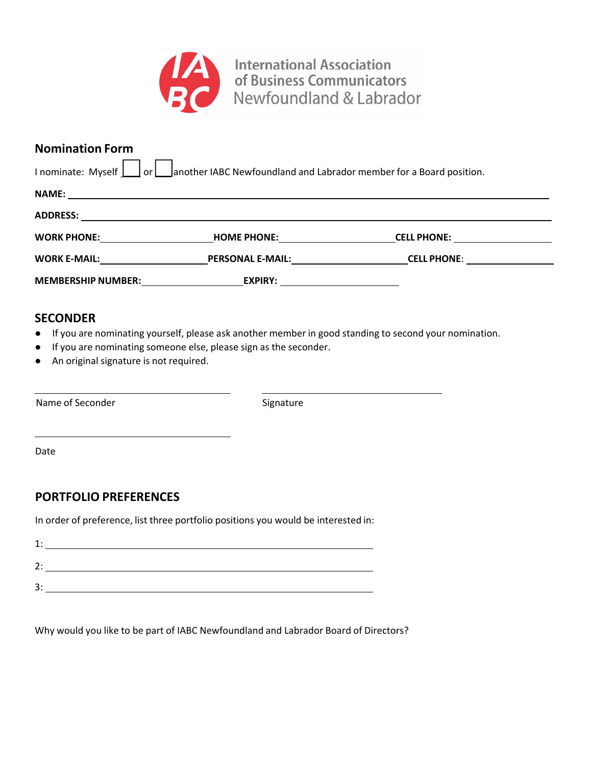International Association of Business Communicators Newfoundland & Labrador

## Nomination Form

I nominate: Myself ☐ or ☐ another IABC Newfoundland and Labrador member for a Board position.

**NAME:** ______________________________

**ADDRESS:** ______________________________

**WORK PHONE:** ____________ **HOME PHONE:** ____________ **CELL PHONE:** ____________

**WORK E-MAIL:** ____________ **PERSONAL E-MAIL:** ____________ **CELL PHONE**: ____________

**MEMBERSHIP NUMBER:** ____________ **EXPIRY:** ____________

## SECONDER

- If you are nominating yourself, please ask another member in good standing to second your nomination.
- If you are nominating someone else, please sign as the seconder.
- An original signature is not required.

______________________________ ______________________________

Name of Seconder Signature

______________________________

Date

## PORTFOLIO PREFERENCES

In order of preference, list three portfolio positions you would be interested in:

1: ______________________________

2: ______________________________

3: ______________________________

Why would you like to be part of IABC Newfoundland and Labrador Board of Directors?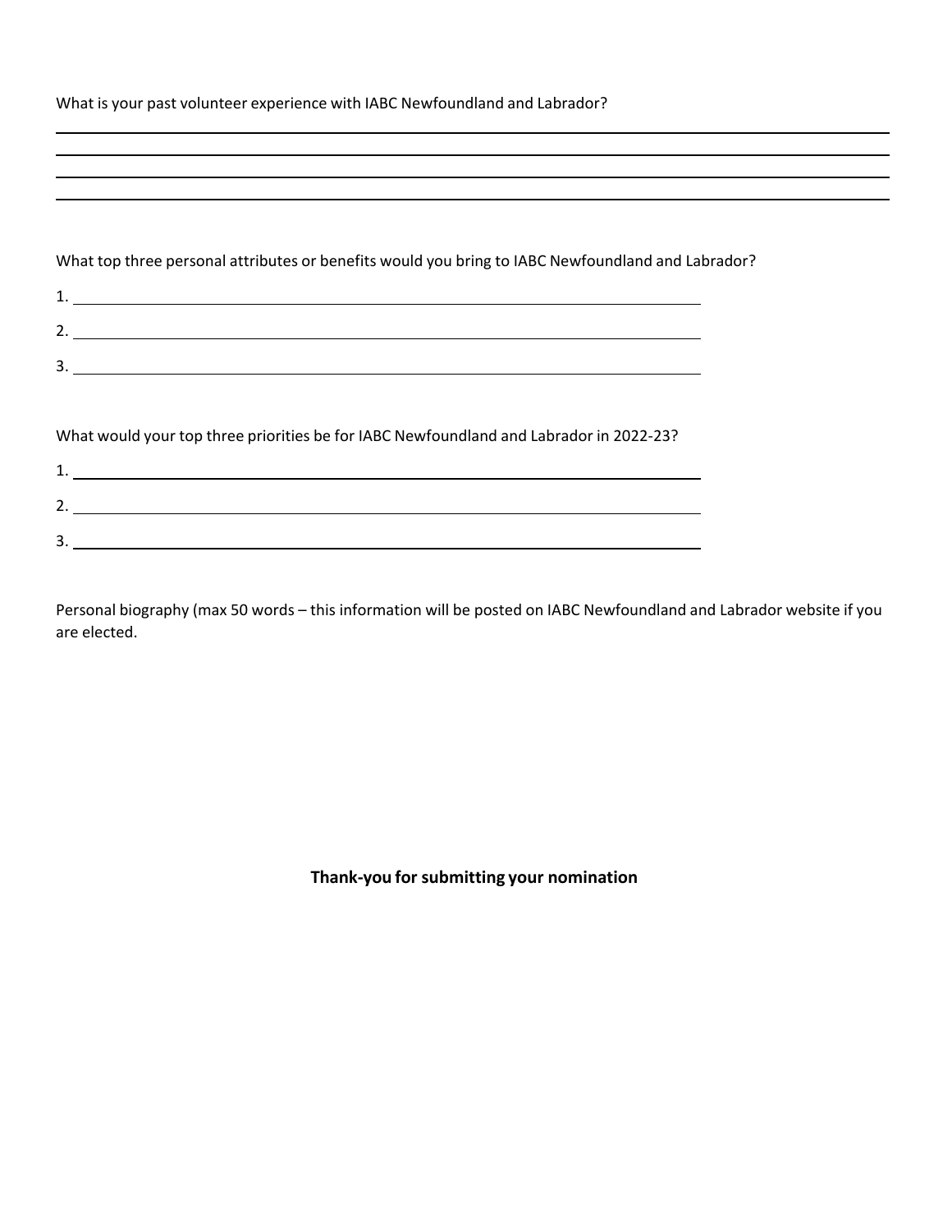What is your past volunteer experience with IABC Newfoundland and Labrador?

\_\_\_\_\_\_\_\_\_\_\_\_\_\_\_\_\_\_\_\_\_\_\_\_\_\_\_\_\_\_\_\_\_\_\_\_\_\_\_\_\_\_\_\_\_\_\_\_\_\_\_\_\_\_\_\_\_\_\_\_\_\_\_\_\_\_\_\_\_\_\_\_

\_\_\_\_\_\_\_\_\_\_\_\_\_\_\_\_\_\_\_\_\_\_\_\_\_\_\_\_\_\_\_\_\_\_\_\_\_\_\_\_\_\_\_\_\_\_\_\_\_\_\_\_\_\_\_\_\_\_\_\_\_\_\_\_\_\_\_\_\_\_\_\_

\_\_\_\_\_\_\_\_\_\_\_\_\_\_\_\_\_\_\_\_\_\_\_\_\_\_\_\_\_\_\_\_\_\_\_\_\_\_\_\_\_\_\_\_\_\_\_\_\_\_\_\_\_\_\_\_\_\_\_\_\_\_\_\_\_\_\_\_\_\_\_\_

\_\_\_\_\_\_\_\_\_\_\_\_\_\_\_\_\_\_\_\_\_\_\_\_\_\_\_\_\_\_\_\_\_\_\_\_\_\_\_\_\_\_\_\_\_\_\_\_\_\_\_\_\_\_\_\_\_\_\_\_\_\_\_\_\_\_\_\_\_\_\_\_

What top three personal attributes or benefits would you bring to IABC Newfoundland and Labrador?

1. \_\_\_\_\_\_\_\_\_\_\_\_\_\_\_\_\_\_\_\_\_\_\_\_\_\_\_\_\_\_\_\_\_\_\_\_\_\_\_\_\_\_\_\_\_\_\_\_\_\_\_\_\_\_\_\_

2. \_\_\_\_\_\_\_\_\_\_\_\_\_\_\_\_\_\_\_\_\_\_\_\_\_\_\_\_\_\_\_\_\_\_\_\_\_\_\_\_\_\_\_\_\_\_\_\_\_\_\_\_\_\_\_\_

3. \_\_\_\_\_\_\_\_\_\_\_\_\_\_\_\_\_\_\_\_\_\_\_\_\_\_\_\_\_\_\_\_\_\_\_\_\_\_\_\_\_\_\_\_\_\_\_\_\_\_\_\_\_\_\_\_

What would your top three priorities be for IABC Newfoundland and Labrador in 2022-23?

1. \_\_\_\_\_\_\_\_\_\_\_\_\_\_\_\_\_\_\_\_\_\_\_\_\_\_\_\_\_\_\_\_\_\_\_\_\_\_\_\_\_\_\_\_\_\_\_\_\_\_\_\_\_\_\_\_

2. \_\_\_\_\_\_\_\_\_\_\_\_\_\_\_\_\_\_\_\_\_\_\_\_\_\_\_\_\_\_\_\_\_\_\_\_\_\_\_\_\_\_\_\_\_\_\_\_\_\_\_\_\_\_\_\_

3. \_\_\_\_\_\_\_\_\_\_\_\_\_\_\_\_\_\_\_\_\_\_\_\_\_\_\_\_\_\_\_\_\_\_\_\_\_\_\_\_\_\_\_\_\_\_\_\_\_\_\_\_\_\_\_\_

Personal biography (max 50 words – this information will be posted on IABC Newfoundland and Labrador website if you are elected.

**Thank-you for submitting your nomination**